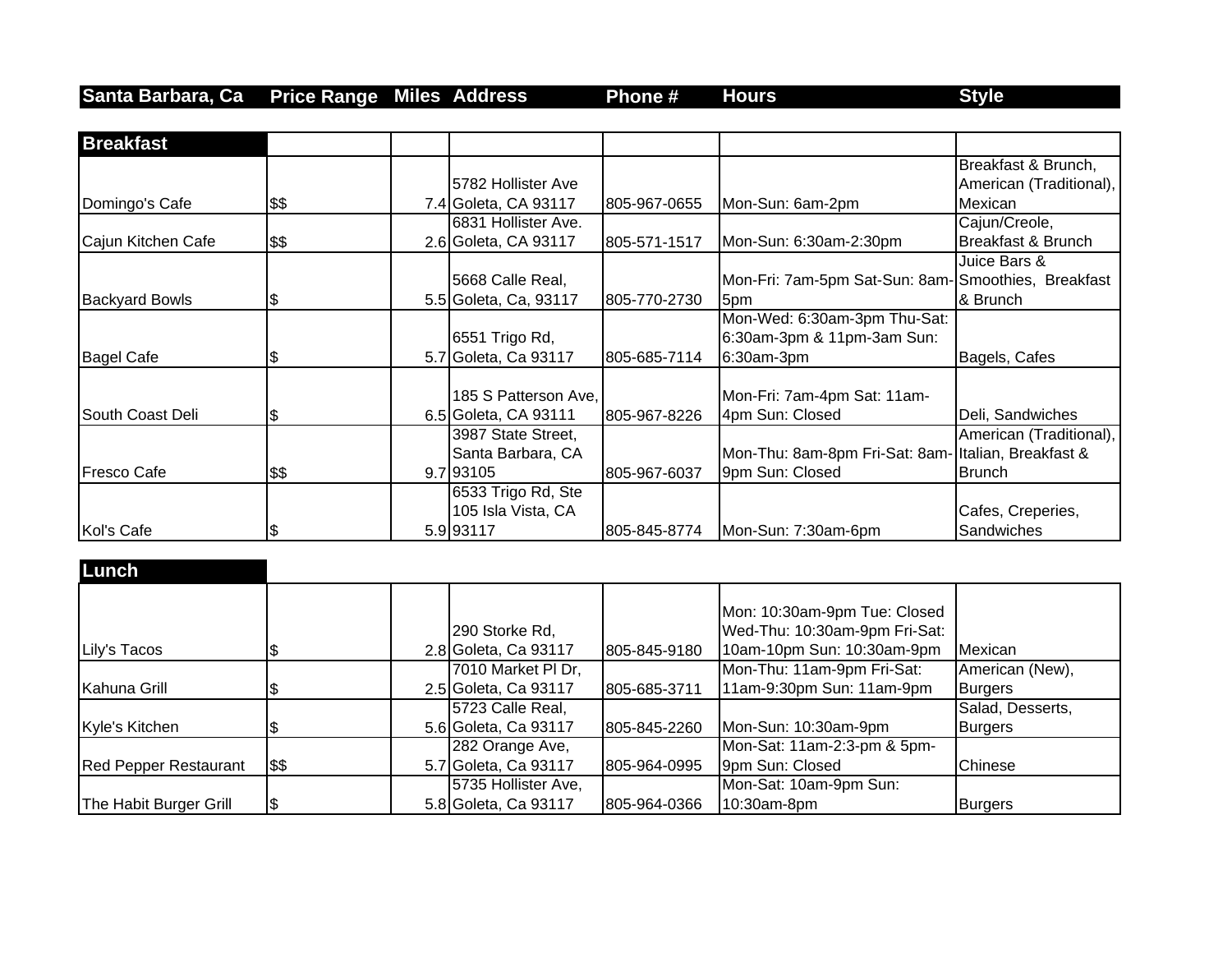| Santa Barbara, Ca | Price Range | Miles | Address | Phone # | Hours | Style |
|---|---|---|---|---|---|---|
| **Breakfast** | | | | | | |
| Domingo's Cafe | $$ | 7.4 | 5782 Hollister Ave Goleta, CA 93117 | 805-967-0655 | Mon-Sun: 6am-2pm | Breakfast & Brunch, American (Traditional), Mexican |
| Cajun Kitchen Cafe | $$ | 2.6 | 6831 Hollister Ave. Goleta, CA 93117 | 805-571-1517 | Mon-Sun: 6:30am-2:30pm | Cajun/Creole, Breakfast & Brunch |
| Backyard Bowls | $ | 5.5 | 5668 Calle Real, Goleta, Ca, 93117 | 805-770-2730 | Mon-Fri: 7am-5pm Sat-Sun: 8am-5pm | Juice Bars & Smoothies, Breakfast & Brunch |
| Bagel Cafe | $ | 5.7 | 6551 Trigo Rd, Goleta, Ca 93117 | 805-685-7114 | Mon-Wed: 6:30am-3pm Thu-Sat: 6:30am-3pm & 11pm-3am Sun: 6:30am-3pm | Bagels, Cafes |
| South Coast Deli | $ | 6.5 | 185 S Patterson Ave, Goleta, CA 93111 | 805-967-8226 | Mon-Fri: 7am-4pm Sat: 11am-4pm Sun: Closed | Deli, Sandwiches |
| Fresco Cafe | $$ | 9.7 | 3987 State Street, Santa Barbara, CA 93105 | 805-967-6037 | Mon-Thu: 8am-8pm Fri-Sat: 8am-9pm Sun: Closed | American (Traditional), Italian, Breakfast & Brunch |
| Kol's Cafe | $ | 5.9 | 6533 Trigo Rd, Ste 105 Isla Vista, CA 93117 | 805-845-8774 | Mon-Sun: 7:30am-6pm | Cafes, Creperies, Sandwiches |
| **Lunch** | | | | | | |
| Lily's Tacos | $ | 2.8 | 290 Storke Rd, Goleta, Ca 93117 | 805-845-9180 | Mon: 10:30am-9pm Tue: Closed Wed-Thu: 10:30am-9pm Fri-Sat: 10am-10pm Sun: 10:30am-9pm | Mexican |
| Kahuna Grill | $ | 2.5 | 7010 Market Pl Dr, Goleta, Ca 93117 | 805-685-3711 | Mon-Thu: 11am-9pm Fri-Sat: 11am-9:30pm Sun: 11am-9pm | American (New), Burgers |
| Kyle's Kitchen | $ | 5.6 | 5723 Calle Real, Goleta, Ca 93117 | 805-845-2260 | Mon-Sun: 10:30am-9pm | Salad, Desserts, Burgers |
| Red Pepper Restaurant | $$ | 5.7 | 282 Orange Ave, Goleta, Ca 93117 | 805-964-0995 | Mon-Sat: 11am-2:3-pm & 5pm-9pm Sun: Closed | Chinese |
| The Habit Burger Grill | $ | 5.8 | 5735 Hollister Ave, Goleta, Ca 93117 | 805-964-0366 | Mon-Sat: 10am-9pm Sun: 10:30am-8pm | Burgers |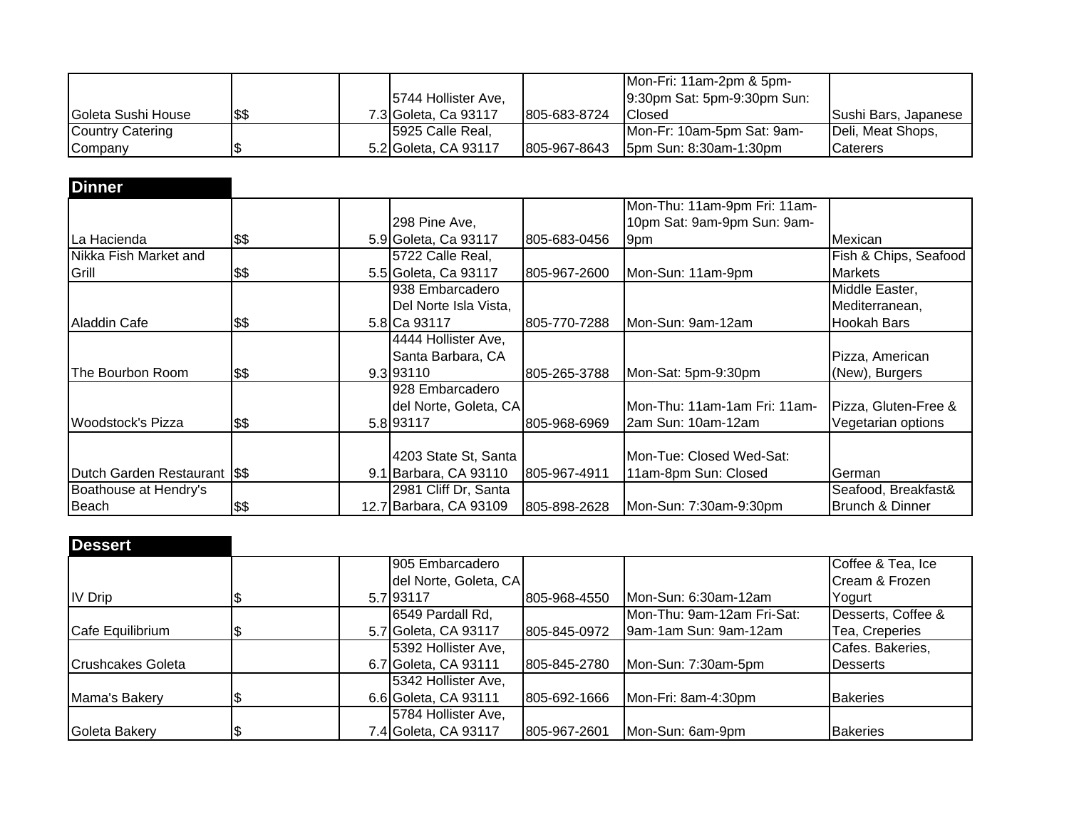| | | | | | | |
|---|---|---|---|---|---|---|
| Goleta Sushi House | $$ | 7.3 | 5744 Hollister Ave, Goleta, Ca 93117 | 805-683-8724 | Mon-Fri: 11am-2pm & 5pm-9:30pm Sat: 5pm-9:30pm Sun: Closed | Sushi Bars, Japanese |
| Country Catering Company | $ | 5.2 | 5925 Calle Real, Goleta, CA 93117 | 805-967-8643 | Mon-Fr: 10am-5pm Sat: 9am-5pm Sun: 8:30am-1:30pm | Deli, Meat Shops, Caterers |

## Dinner

| | | | | | | |
|---|---|---|---|---|---|---|
| La Hacienda | $$ | 5.9 | 298 Pine Ave, Goleta, Ca 93117 | 805-683-0456 | Mon-Thu: 11am-9pm Fri: 11am-10pm Sat: 9am-9pm Sun: 9am-9pm | Mexican |
| Nikka Fish Market and Grill | $$ | 5.5 | 5722 Calle Real, Goleta, Ca 93117 | 805-967-2600 | Mon-Sun: 11am-9pm | Fish & Chips, Seafood Markets |
| Aladdin Cafe | $$ | 5.8 | 938 Embarcadero Del Norte Isla Vista, Ca 93117 | 805-770-7288 | Mon-Sun: 9am-12am | Middle Easter, Mediterranean, Hookah Bars |
| The Bourbon Room | $$ | 9.3 | 4444 Hollister Ave, Santa Barbara, CA 93110 | 805-265-3788 | Mon-Sat: 5pm-9:30pm | Pizza, American (New), Burgers |
| Woodstock's Pizza | $$ | 5.8 | 928 Embarcadero del Norte, Goleta, CA 93117 | 805-968-6969 | Mon-Thu: 11am-1am Fri: 11am-2am Sun: 10am-12am | Pizza, Gluten-Free & Vegetarian options |
| Dutch Garden Restaurant | $$ | 9.1 | 4203 State St, Santa Barbara, CA 93110 | 805-967-4911 | Mon-Tue: Closed Wed-Sat: 11am-8pm Sun: Closed | German |
| Boathouse at Hendry's Beach | $$ | 12.7 | 2981 Cliff Dr, Santa Barbara, CA 93109 | 805-898-2628 | Mon-Sun: 7:30am-9:30pm | Seafood, Breakfast& Brunch & Dinner |

## Dessert

| | | | | | | |
|---|---|---|---|---|---|---|
| IV Drip | $ | 5.7 | 905 Embarcadero del Norte, Goleta, CA 93117 | 805-968-4550 | Mon-Sun: 6:30am-12am | Coffee & Tea, Ice Cream & Frozen Yogurt |
| Cafe Equilibrium | $ | 5.7 | 6549 Pardall Rd, Goleta, CA 93117 | 805-845-0972 | Mon-Thu: 9am-12am Fri-Sat: 9am-1am Sun: 9am-12am | Desserts, Coffee & Tea, Creperies |
| Crushcakes Goleta | | 6.7 | 5392 Hollister Ave, Goleta, CA 93111 | 805-845-2780 | Mon-Sun: 7:30am-5pm | Cafes. Bakeries, Desserts |
| Mama's Bakery | $ | 6.6 | 5342 Hollister Ave, Goleta, CA 93111 | 805-692-1666 | Mon-Fri: 8am-4:30pm | Bakeries |
| Goleta Bakery | $ | 7.4 | 5784 Hollister Ave, Goleta, CA 93117 | 805-967-2601 | Mon-Sun: 6am-9pm | Bakeries |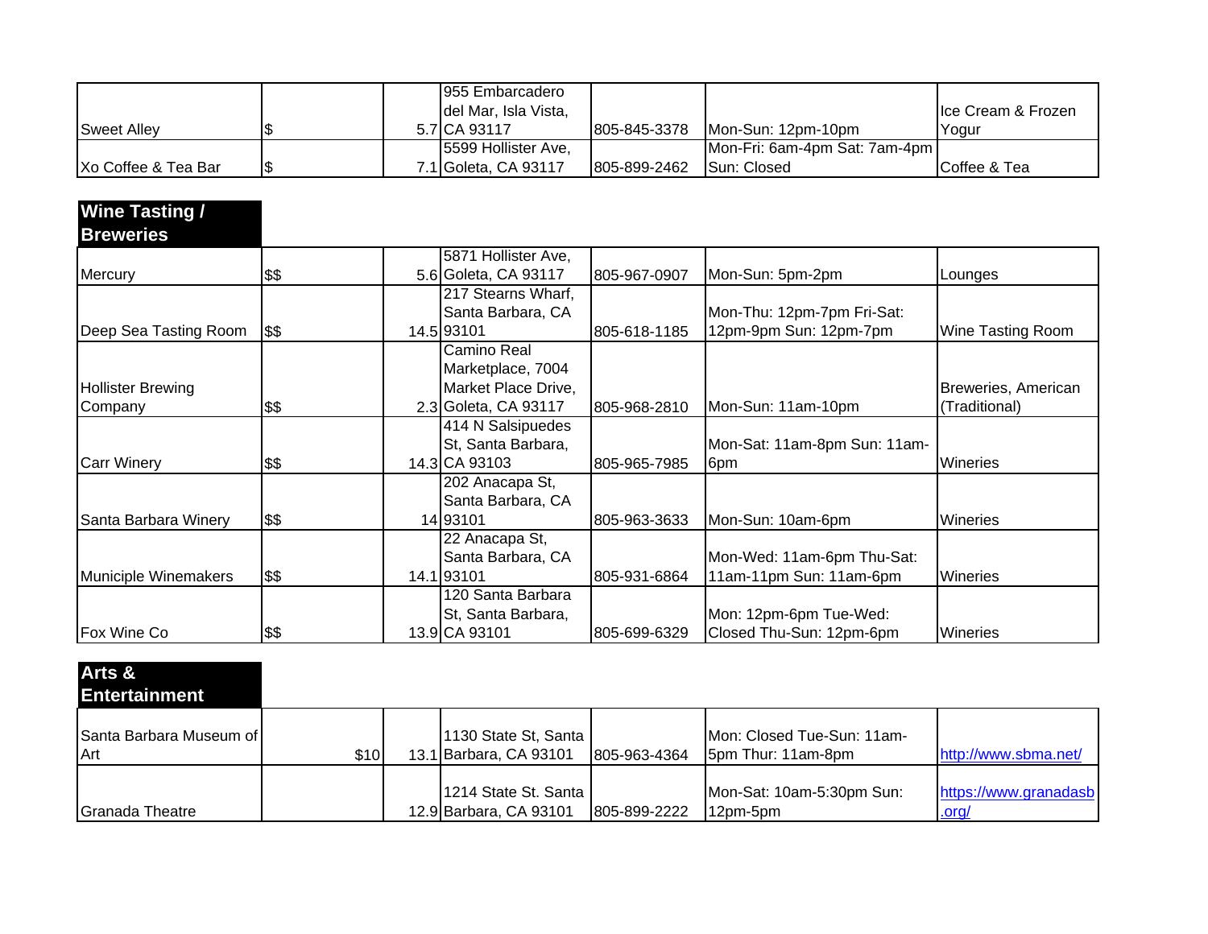| | | | | | | |
|---|---|---|---|---|---|---|
| Sweet Alley | $ | 5.7 | 955 Embarcadero del Mar, Isla Vista, CA 93117 | 805-845-3378 | Mon-Sun: 12pm-10pm | Ice Cream & Frozen Yogur |
| Xo Coffee & Tea Bar | $ | 7.1 | 5599 Hollister Ave, Goleta, CA 93117 | 805-899-2462 | Mon-Fri: 6am-4pm Sat: 7am-4pm Sun: Closed | Coffee & Tea |

## Wine Tasting / Breweries

| | | | | | | |
|---|---|---|---|---|---|---|
| Mercury | $$ | 5.6 | 5871 Hollister Ave, Goleta, CA 93117 | 805-967-0907 | Mon-Sun: 5pm-2pm | Lounges |
| Deep Sea Tasting Room | $$ | 14.5 | 217 Stearns Wharf, Santa Barbara, CA 93101 | 805-618-1185 | Mon-Thu: 12pm-7pm Fri-Sat: 12pm-9pm Sun: 12pm-7pm | Wine Tasting Room |
| Hollister Brewing Company | $$ | 2.3 | Camino Real Marketplace, 7004 Market Place Drive, Goleta, CA 93117 | 805-968-2810 | Mon-Sun: 11am-10pm | Breweries, American (Traditional) |
| Carr Winery | $$ | 14.3 | 414 N Salsipuedes St, Santa Barbara, CA 93103 | 805-965-7985 | Mon-Sat: 11am-8pm Sun: 11am-6pm | Wineries |
| Santa Barbara Winery | $$ | 14 | 202 Anacapa St, Santa Barbara, CA 93101 | 805-963-3633 | Mon-Sun: 10am-6pm | Wineries |
| Municiple Winemakers | $$ | 14.1 | 22 Anacapa St, Santa Barbara, CA 93101 | 805-931-6864 | Mon-Wed: 11am-6pm Thu-Sat: 11am-11pm Sun: 11am-6pm | Wineries |
| Fox Wine Co | $$ | 13.9 | 120 Santa Barbara St, Santa Barbara, CA 93101 | 805-699-6329 | Mon: 12pm-6pm Tue-Wed: Closed Thu-Sun: 12pm-6pm | Wineries |

## Arts & Entertainment

| | | | | | | |
|---|---|---|---|---|---|---|
| Santa Barbara Museum of Art | $10 | 13.1 | 1130 State St, Santa Barbara, CA 93101 | 805-963-4364 | Mon: Closed Tue-Sun: 11am-5pm Thur: 11am-8pm | http://www.sbma.net/ |
| Granada Theatre | | 12.9 | 1214 State St. Santa Barbara, CA 93101 | 805-899-2222 | Mon-Sat: 10am-5:30pm Sun: 12pm-5pm | https://www.granadasb.org/ |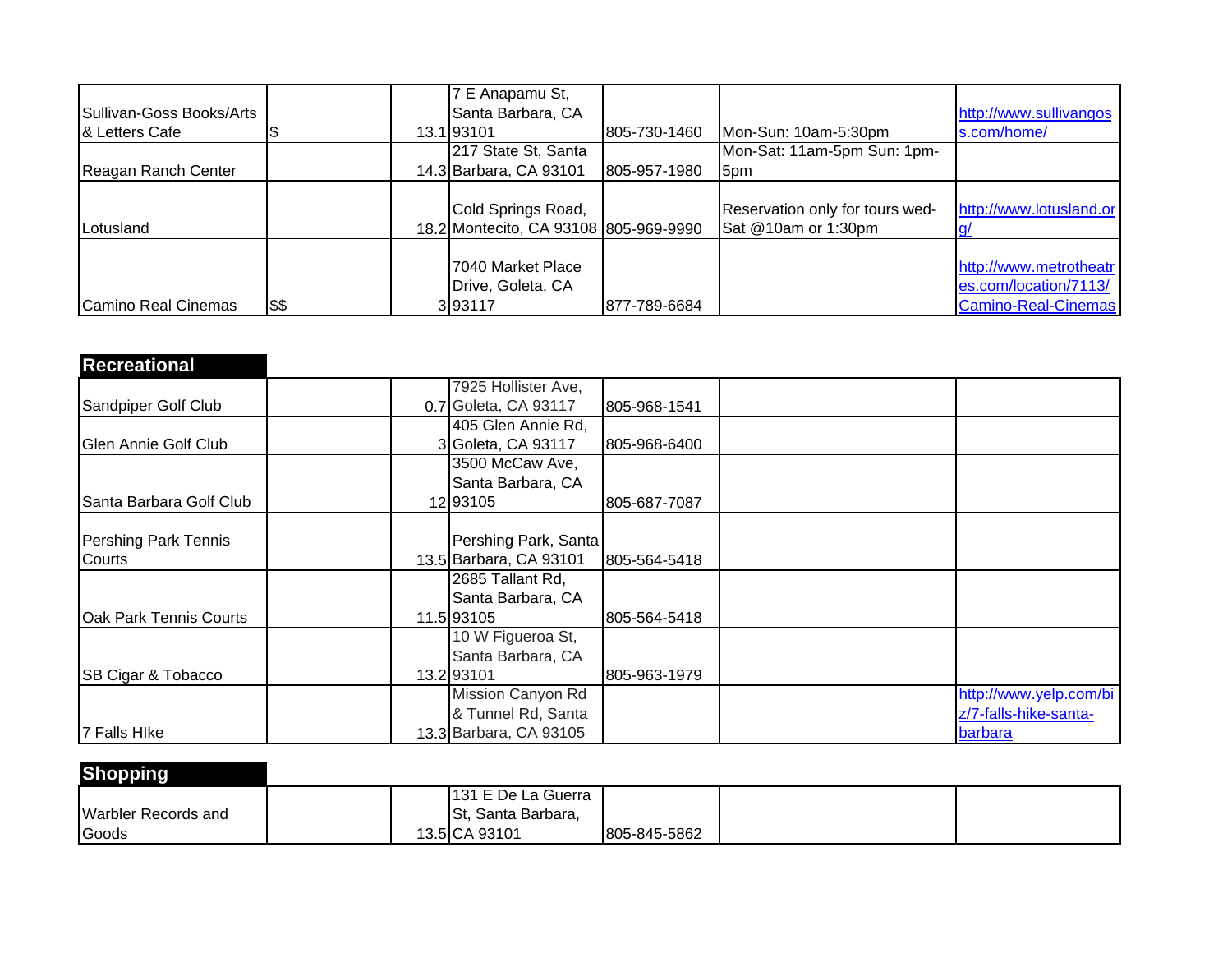| | | | | | | |
|---|---|---|---|---|---|---|
| Sullivan-Goss Books/Arts & Letters Cafe | $ | 13.1 | 7 E Anapamu St, Santa Barbara, CA 93101 | 805-730-1460 | Mon-Sun: 10am-5:30pm | http://www.sullivangoss.com/home/ |
| Reagan Ranch Center | | 14.3 | 217 State St, Santa Barbara, CA 93101 | 805-957-1980 | Mon-Sat: 11am-5pm Sun: 1pm-5pm | |
| Lotusland | | 18.2 | Cold Springs Road, Montecito, CA 93108 | 805-969-9990 | Reservation only for tours wed-Sat @10am or 1:30pm | http://www.lotusland.org/ |
| Camino Real Cinemas | $$ | 3 | 7040 Market Place Drive, Goleta, CA 93117 | 877-789-6684 | | http://www.metrotheatres.com/location/7113/Camino-Real-Cinemas |

## Recreational

| | | | | | | |
|---|---|---|---|---|---|---|
| Sandpiper Golf Club | | 0.7 | 7925 Hollister Ave, Goleta, CA 93117 | 805-968-1541 | | |
| Glen Annie Golf Club | | 3 | 405 Glen Annie Rd, Goleta, CA 93117 | 805-968-6400 | | |
| Santa Barbara Golf Club | | 12 | 3500 McCaw Ave, Santa Barbara, CA 93105 | 805-687-7087 | | |
| Pershing Park Tennis Courts | | 13.5 | Pershing Park, Santa Barbara, CA 93101 | 805-564-5418 | | |
| Oak Park Tennis Courts | | 11.5 | 2685 Tallant Rd, Santa Barbara, CA 93105 | 805-564-5418 | | |
| SB Cigar & Tobacco | | 13.2 | 10 W Figueroa St, Santa Barbara, CA 93101 | 805-963-1979 | | |
| 7 Falls HIke | | 13.3 | Mission Canyon Rd & Tunnel Rd, Santa Barbara, CA 93105 | | | http://www.yelp.com/biz/7-falls-hike-santa-barbara |

## Shopping

| | | | | | | |
|---|---|---|---|---|---|---|
| Warbler Records and Goods | | 13.5 | 131 E De La Guerra St, Santa Barbara, CA 93101 | 805-845-5862 | | |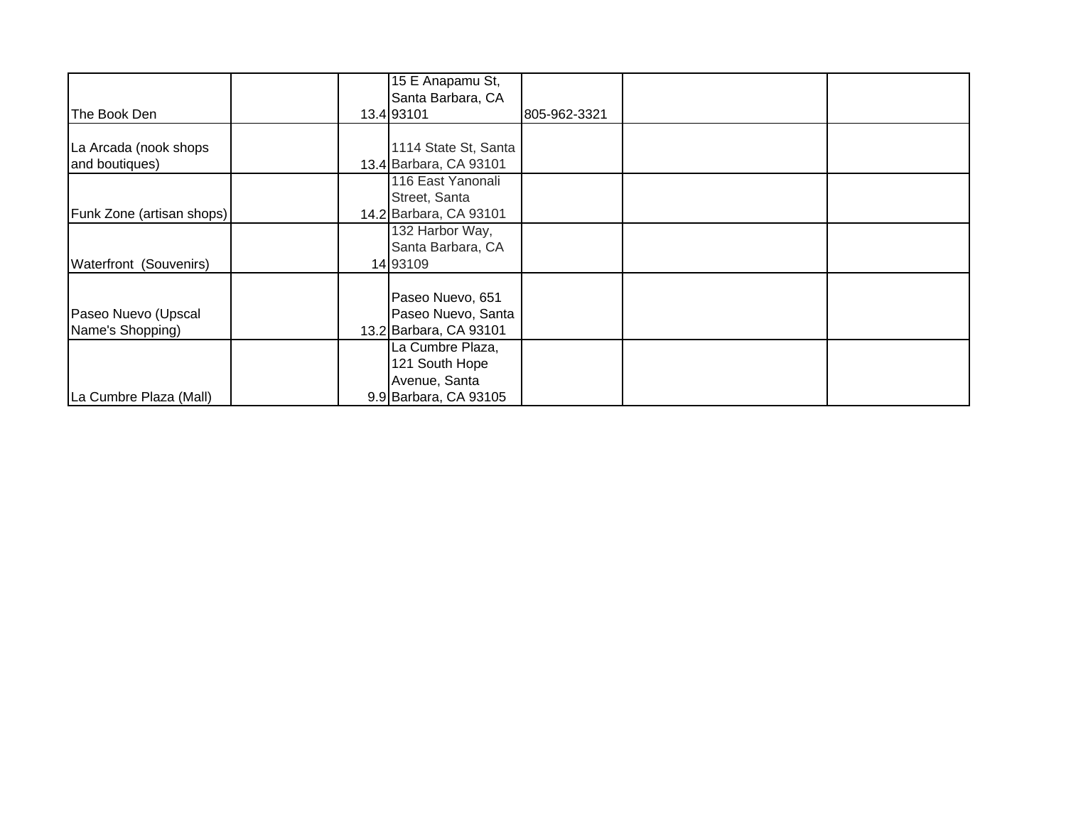| | | | | | | |
|---|---|---|---|---|---|---|
| The Book Den | | 13.4 | 15 E Anapamu St, Santa Barbara, CA 93101 | 805-962-3321 | | |
| La Arcada (nook shops and boutiques) | | 13.4 | 1114 State St, Santa Barbara, CA 93101 | | | |
| Funk Zone (artisan shops) | | 14.2 | 116 East Yanonali Street, Santa Barbara, CA 93101 | | | |
| Waterfront  (Souvenirs) | | 14 | 132 Harbor Way, Santa Barbara, CA 93109 | | | |
| Paseo Nuevo (Upscal Name's Shopping) | | 13.2 | Paseo Nuevo, 651 Paseo Nuevo, Santa Barbara, CA 93101 | | | |
| La Cumbre Plaza (Mall) | | 9.9 | La Cumbre Plaza, 121 South Hope Avenue, Santa Barbara, CA 93105 | | | |